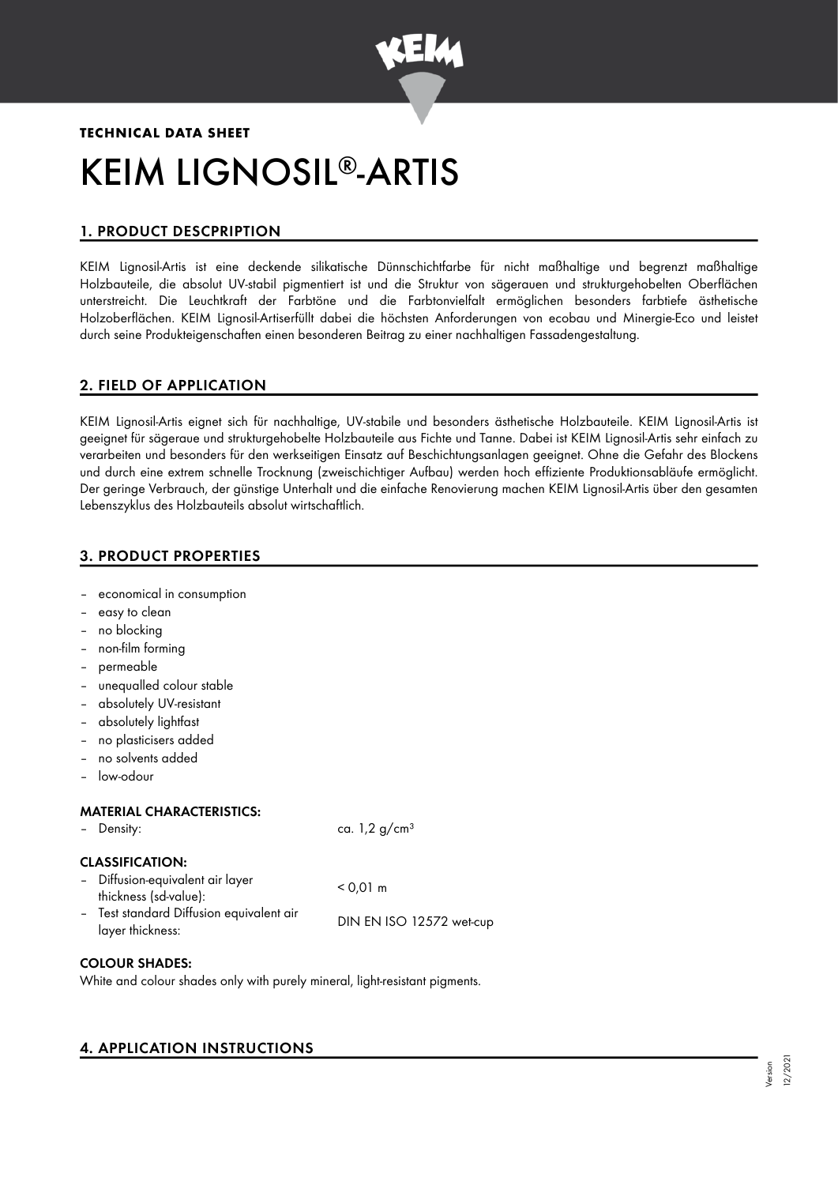**TECHNICAL DATA SHEET**

# KEIM LIGNOSIL®-ARTIS

## 1. PRODUCT DESCPRIPTION

KEIM Lignosil-Artis ist eine deckende silikatische Dünnschichtfarbe für nicht maßhaltige und begrenzt maßhaltige Holzbauteile, die absolut UV-stabil pigmentiert ist und die Struktur von sägerauen und strukturgehobelten Oberflächen unterstreicht. Die Leuchtkraft der Farbtöne und die Farbtonvielfalt ermöglichen besonders farbtiefe ästhetische Holzoberflächen. KEIM Lignosil-Artiserfüllt dabei die höchsten Anforderungen von ecobau und Minergie-Eco und leistet durch seine Produkteigenschaften einen besonderen Beitrag zu einer nachhaltigen Fassadengestaltung.

## 2. FIELD OF APPLICATION

KEIM Lignosil-Artis eignet sich für nachhaltige, UV-stabile und besonders ästhetische Holzbauteile. KEIM Lignosil-Artis ist geeignet für sägeraue und strukturgehobelte Holzbauteile aus Fichte und Tanne. Dabei ist KEIM Lignosil-Artis sehr einfach zu verarbeiten und besonders für den werkseitigen Einsatz auf Beschichtungsanlagen geeignet. Ohne die Gefahr des Blockens und durch eine extrem schnelle Trocknung (zweischichtiger Aufbau) werden hoch effiziente Produktionsabläufe ermöglicht. Der geringe Verbrauch, der günstige Unterhalt und die einfache Renovierung machen KEIM Lignosil-Artis über den gesamten Lebenszyklus des Holzbauteils absolut wirtschaftlich.

## 3. PRODUCT PROPERTIES

- economical in consumption
- easy to clean
- no blocking
- non-film forming
- permeable
- unequalled colour stable
- absolutely UV-resistant
- absolutely lightfast
- no plasticisers added
- no solvents added
- low-odour

### MATERIAL CHARACTERISTICS:

| | |
|---|---|
| – Density: | ca. 1,2 g/cm³ |

### CLASSIFICATION:

| | |
|---|---|
| – Diffusion-equivalent air layer thickness (sd-value): | < 0,01 m |
| – Test standard Diffusion equivalent air layer thickness: | DIN EN ISO 12572 wet-cup |

### COLOUR SHADES:

White and colour shades only with purely mineral, light-resistant pigments.

## 4. APPLICATION INSTRUCTIONS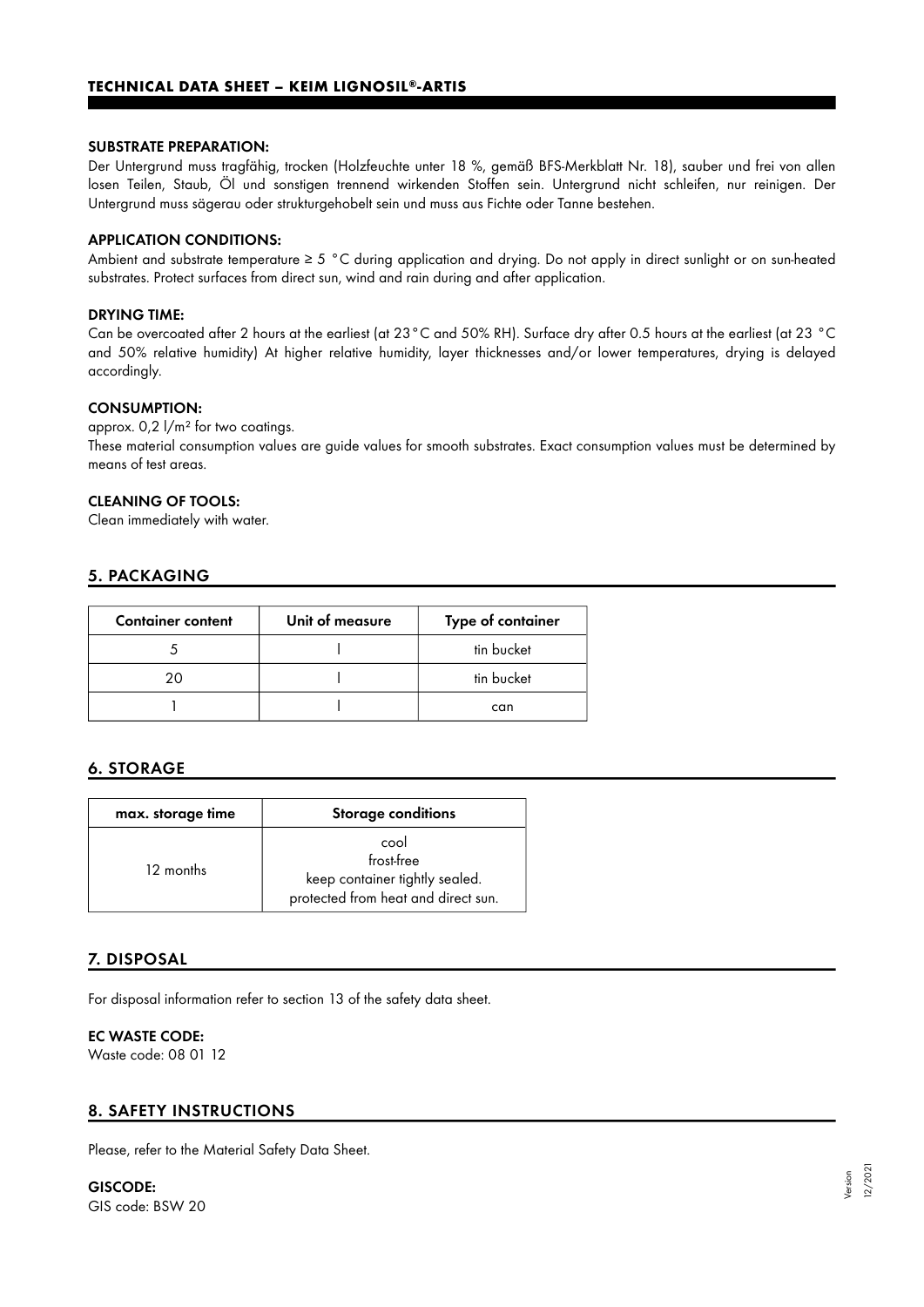**SUBSTRATE PREPARATION:**

Der Untergrund muss tragfähig, trocken (Holzfeuchte unter 18 %, gemäß BFS-Merkblatt Nr. 18), sauber und frei von allen losen Teilen, Staub, Öl und sonstigen trennend wirkenden Stoffen sein. Untergrund nicht schleifen, nur reinigen. Der Untergrund muss sägerau oder strukturgehobelt sein und muss aus Fichte oder Tanne bestehen.

**APPLICATION CONDITIONS:**

Ambient and substrate temperature ≥ 5 °C during application and drying. Do not apply in direct sunlight or on sun-heated substrates. Protect surfaces from direct sun, wind and rain during and after application.

**DRYING TIME:**

Can be overcoated after 2 hours at the earliest (at 23°C and 50% RH). Surface dry after 0.5 hours at the earliest (at 23 °C and 50% relative humidity) At higher relative humidity, layer thicknesses and/or lower temperatures, drying is delayed accordingly.

**CONSUMPTION:**

approx. 0,2 l/m² for two coatings.

These material consumption values are guide values for smooth substrates. Exact consumption values must be determined by means of test areas.

**CLEANING OF TOOLS:**

Clean immediately with water.

## 5. PACKAGING

| Container content | Unit of measure | Type of container |
|---|---|---|
| 5 | l | tin bucket |
| 20 | l | tin bucket |
| 1 | l | can |

## 6. STORAGE

| max. storage time | Storage conditions |
|---|---|
| 12 months | cool<br>frost-free<br>keep container tightly sealed.<br>protected from heat and direct sun. |

## 7. DISPOSAL

For disposal information refer to section 13 of the safety data sheet.

**EC WASTE CODE:**

Waste code: 08 01 12

## 8. SAFETY INSTRUCTIONS

Please, refer to the Material Safety Data Sheet.

**GISCODE:**

GIS code: BSW 20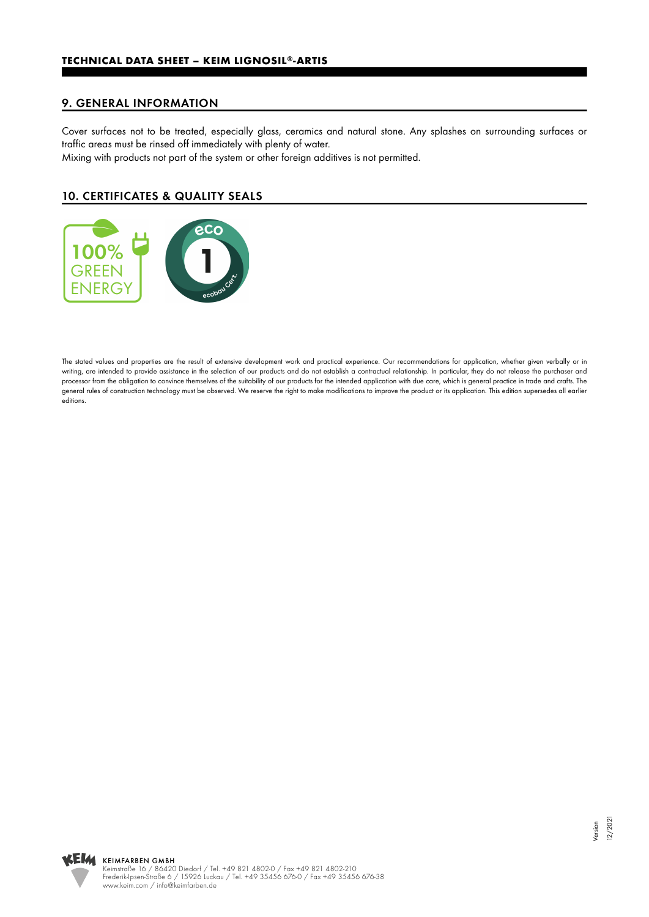## 9. GENERAL INFORMATION

Cover surfaces not to be treated, especially glass, ceramics and natural stone. Any splashes on surrounding surfaces or traffic areas must be rinsed off immediately with plenty of water.
Mixing with products not part of the system or other foreign additives is not permitted.

## 10. CERTIFICATES & QUALITY SEALS

100% GREEN ENERGY

eco 1 ecobau Cert.

The stated values and properties are the result of extensive development work and practical experience. Our recommendations for application, whether given verbally or in writing, are intended to provide assistance in the selection of our products and do not establish a contractual relationship. In particular, they do not release the purchaser and processor from the obligation to convince themselves of the suitability of our products for the intended application with due care, which is general practice in trade and crafts. The general rules of construction technology must be observed. We reserve the right to make modifications to improve the product or its application. This edition supersedes all earlier editions.

KEIMFARBEN GMBH
Keimstraße 16 / 86420 Diedorf / Tel. +49 821 4802-0 / Fax +49 821 4802-210
Frederik-Ipsen-Straße 6 / 15926 Luckau / Tel. +49 35456 676-0 / Fax +49 35456 676-38
www.keim.com / info@keimfarben.de

Version 12/2021